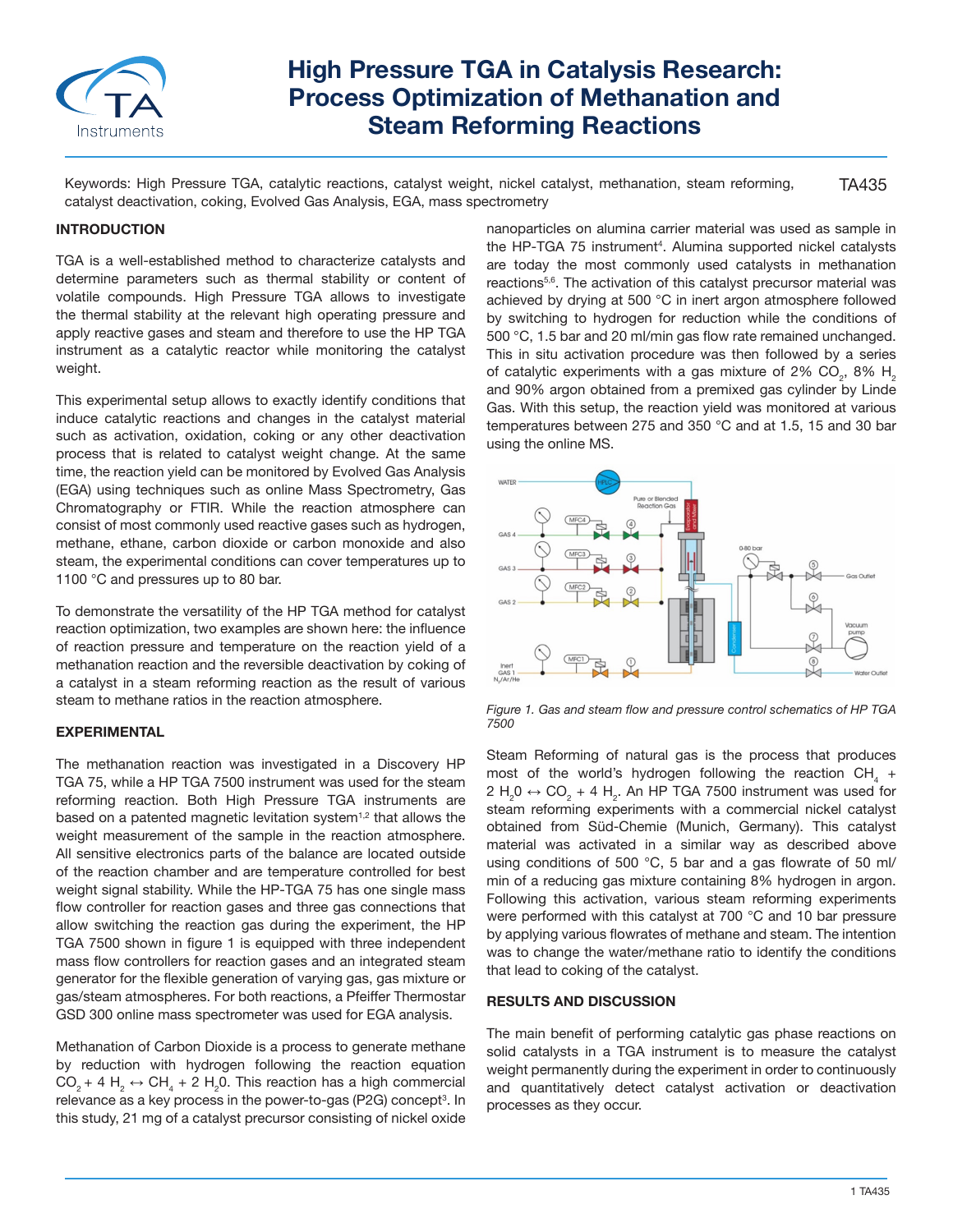# High Pressure TGA in Catalysis Research: Process Optimization of Methanation and Steam Reforming Reactions

Keywords: High Pressure TGA, catalytic reactions, catalyst weight, nickel catalyst, methanation, steam reforming, catalyst deactivation, coking, Evolved Gas Analysis, EGA, mass spectrometry

TA435

## INTRODUCTION

TGA is a well-established method to characterize catalysts and determine parameters such as thermal stability or content of volatile compounds. High Pressure TGA allows to investigate the thermal stability at the relevant high operating pressure and apply reactive gases and steam and therefore to use the HP TGA instrument as a catalytic reactor while monitoring the catalyst weight.

This experimental setup allows to exactly identify conditions that induce catalytic reactions and changes in the catalyst material such as activation, oxidation, coking or any other deactivation process that is related to catalyst weight change. At the same time, the reaction yield can be monitored by Evolved Gas Analysis (EGA) using techniques such as online Mass Spectrometry, Gas Chromatography or FTIR. While the reaction atmosphere can consist of most commonly used reactive gases such as hydrogen, methane, ethane, carbon dioxide or carbon monoxide and also steam, the experimental conditions can cover temperatures up to 1100 °C and pressures up to 80 bar.

To demonstrate the versatility of the HP TGA method for catalyst reaction optimization, two examples are shown here: the influence of reaction pressure and temperature on the reaction yield of a methanation reaction and the reversible deactivation by coking of a catalyst in a steam reforming reaction as the result of various steam to methane ratios in the reaction atmosphere.

## EXPERIMENTAL

The methanation reaction was investigated in a Discovery HP TGA 75, while a HP TGA 7500 instrument was used for the steam reforming reaction. Both High Pressure TGA instruments are based on a patented magnetic levitation system[1,2] that allows the weight measurement of the sample in the reaction atmosphere. All sensitive electronics parts of the balance are located outside of the reaction chamber and are temperature controlled for best weight signal stability. While the HP-TGA 75 has one single mass flow controller for reaction gases and three gas connections that allow switching the reaction gas during the experiment, the HP TGA 7500 shown in figure 1 is equipped with three independent mass flow controllers for reaction gases and an integrated steam generator for the flexible generation of varying gas, gas mixture or gas/steam atmospheres. For both reactions, a Pfeiffer Thermostar GSD 300 online mass spectrometer was used for EGA analysis.

Methanation of Carbon Dioxide is a process to generate methane by reduction with hydrogen following the reaction equation $CO_2 + 4\ H_2 \leftrightarrow CH_4 + 2\ H_2O$. This reaction has a high commercial relevance as a key process in the power-to-gas (P2G) concept[3]. In this study, 21 mg of a catalyst precursor consisting of nickel oxide nanoparticles on alumina carrier material was used as sample in the HP-TGA 75 instrument[4]. Alumina supported nickel catalysts are today the most commonly used catalysts in methanation reactions[5,6]. The activation of this catalyst precursor material was achieved by drying at 500 °C in inert argon atmosphere followed by switching to hydrogen for reduction while the conditions of 500 °C, 1.5 bar and 20 ml/min gas flow rate remained unchanged. This in situ activation procedure was then followed by a series of catalytic experiments with a gas mixture of 2% $CO_2$, 8% $H_2$ and 90% argon obtained from a premixed gas cylinder by Linde Gas. With this setup, the reaction yield was monitored at various temperatures between 275 and 350 °C and at 1.5, 15 and 30 bar using the online MS.

*Figure 1. Gas and steam flow and pressure control schematics of HP TGA 7500*

Steam Reforming of natural gas is the process that produces most of the world's hydrogen following the reaction $CH_4 + 2\ H_2O \leftrightarrow CO_2 + 4\ H_2$. An HP TGA 7500 instrument was used for steam reforming experiments with a commercial nickel catalyst obtained from Süd-Chemie (Munich, Germany). This catalyst material was activated in a similar way as described above using conditions of 500 °C, 5 bar and a gas flowrate of 50 ml/min of a reducing gas mixture containing 8% hydrogen in argon. Following this activation, various steam reforming experiments were performed with this catalyst at 700 °C and 10 bar pressure by applying various flowrates of methane and steam. The intention was to change the water/methane ratio to identify the conditions that lead to coking of the catalyst.

## RESULTS AND DISCUSSION

The main benefit of performing catalytic gas phase reactions on solid catalysts in a TGA instrument is to measure the catalyst weight permanently during the experiment in order to continuously and quantitatively detect catalyst activation or deactivation processes as they occur.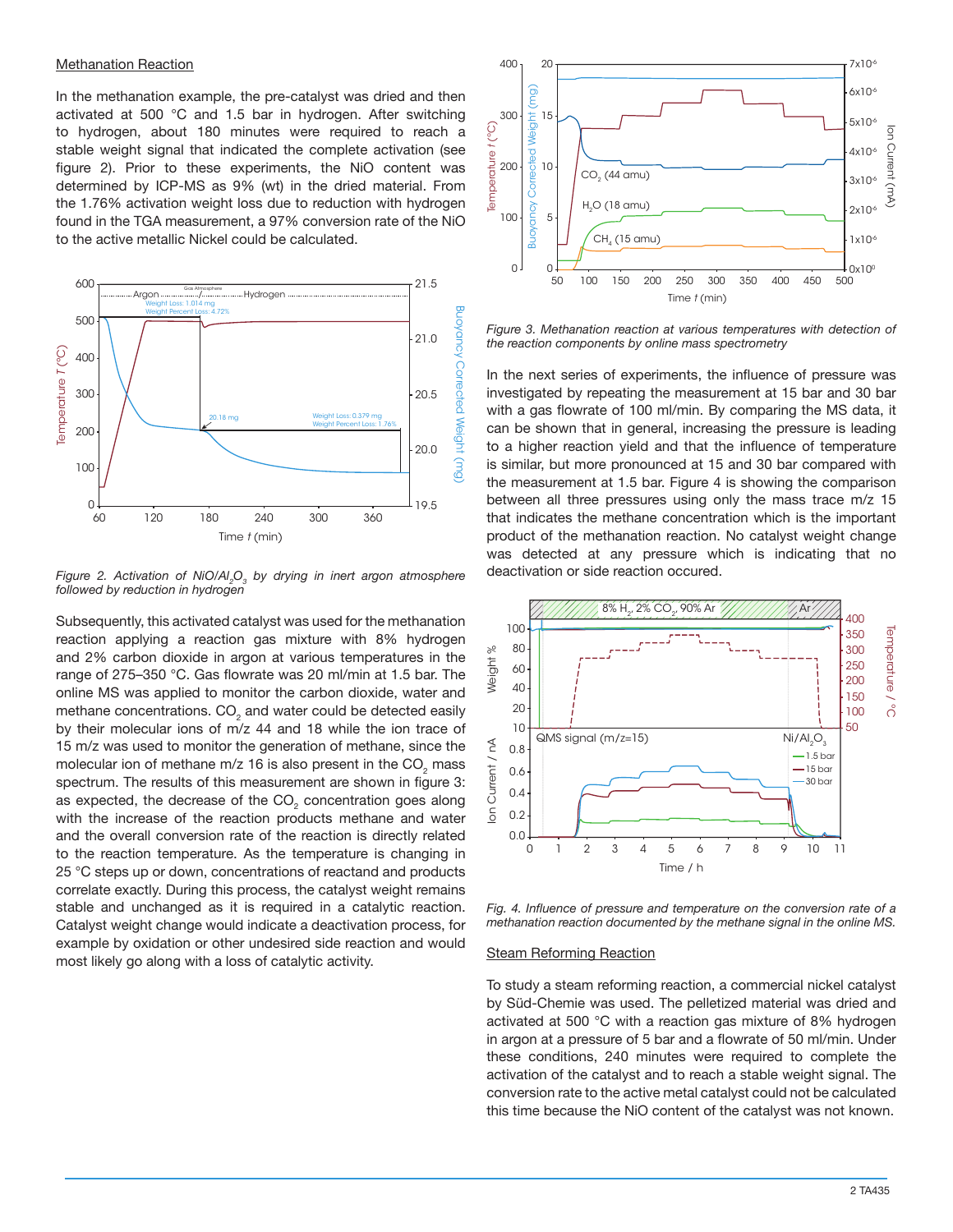## Methanation Reaction

In the methanation example, the pre-catalyst was dried and then activated at 500 °C and 1.5 bar in hydrogen. After switching to hydrogen, about 180 minutes were required to reach a stable weight signal that indicated the complete activation (see figure 2). Prior to these experiments, the NiO content was determined by ICP-MS as 9% (wt) in the dried material. From the 1.76% activation weight loss due to reduction with hydrogen found in the TGA measurement, a 97% conversion rate of the NiO to the active metallic Nickel could be calculated.

*Figure 2. Activation of $NiO/Al_2O_3$ by drying in inert argon atmosphere followed by reduction in hydrogen*

Subsequently, this activated catalyst was used for the methanation reaction applying a reaction gas mixture with 8% hydrogen and 2% carbon dioxide in argon at various temperatures in the range of 275–350 °C. Gas flowrate was 20 ml/min at 1.5 bar. The online MS was applied to monitor the carbon dioxide, water and methane concentrations. $CO_2$ and water could be detected easily by their molecular ions of m/z 44 and 18 while the ion trace of 15 m/z was used to monitor the generation of methane, since the molecular ion of methane m/z 16 is also present in the $CO_2$ mass spectrum. The results of this measurement are shown in figure 3: as expected, the decrease of the $CO_2$ concentration goes along with the increase of the reaction products methane and water and the overall conversion rate of the reaction is directly related to the reaction temperature. As the temperature is changing in 25 °C steps up or down, concentrations of reactand and products correlate exactly. During this process, the catalyst weight remains stable and unchanged as it is required in a catalytic reaction. Catalyst weight change would indicate a deactivation process, for example by oxidation or other undesired side reaction and would most likely go along with a loss of catalytic activity.

*Figure 3. Methanation reaction at various temperatures with detection of the reaction components by online mass spectrometry*

In the next series of experiments, the influence of pressure was investigated by repeating the measurement at 15 bar and 30 bar with a gas flowrate of 100 ml/min. By comparing the MS data, it can be shown that in general, increasing the pressure is leading to a higher reaction yield and that the influence of temperature is similar, but more pronounced at 15 and 30 bar compared with the measurement at 1.5 bar. Figure 4 is showing the comparison between all three pressures using only the mass trace m/z 15 that indicates the methane concentration which is the important product of the methanation reaction. No catalyst weight change was detected at any pressure which is indicating that no deactivation or side reaction occured.

*Fig. 4. Influence of pressure and temperature on the conversion rate of a methanation reaction documented by the methane signal in the online MS.*

## Steam Reforming Reaction

To study a steam reforming reaction, a commercial nickel catalyst by Süd-Chemie was used. The pelletized material was dried and activated at 500 °C with a reaction gas mixture of 8% hydrogen in argon at a pressure of 5 bar and a flowrate of 50 ml/min. Under these conditions, 240 minutes were required to complete the activation of the catalyst and to reach a stable weight signal. The conversion rate to the active metal catalyst could not be calculated this time because the NiO content of the catalyst was not known.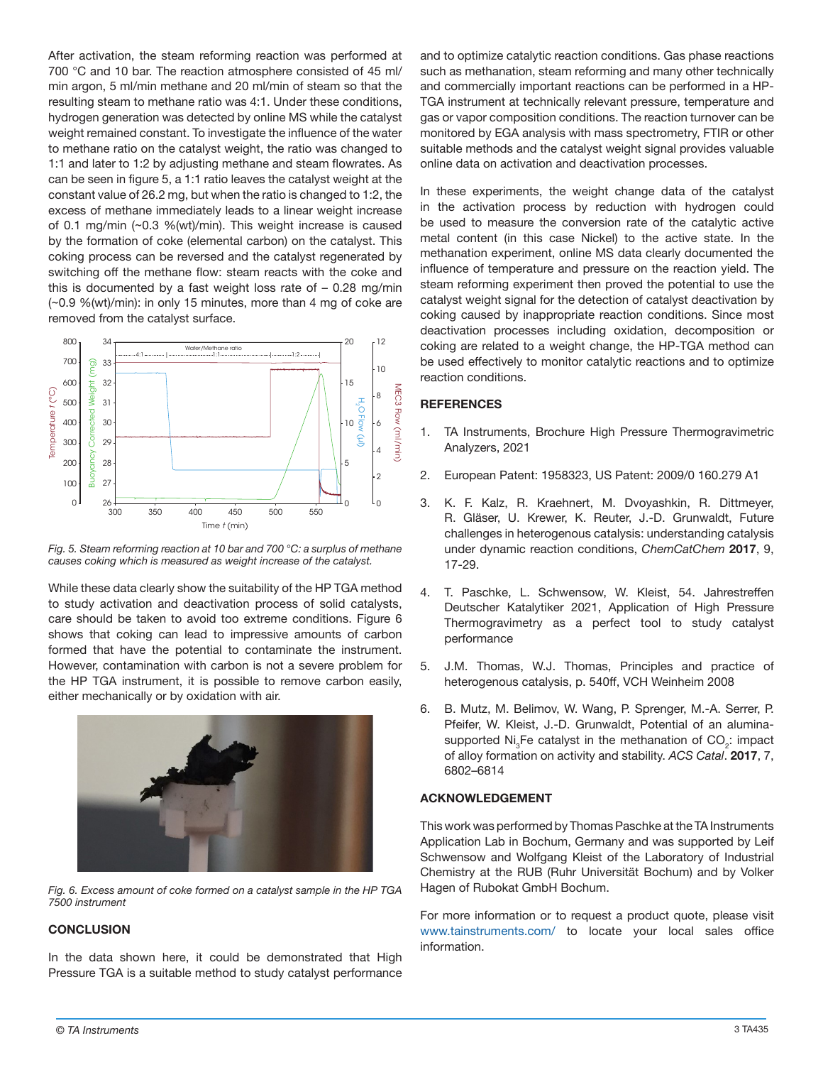After activation, the steam reforming reaction was performed at 700 °C and 10 bar. The reaction atmosphere consisted of 45 ml/min argon, 5 ml/min methane and 20 ml/min of steam so that the resulting steam to methane ratio was 4:1. Under these conditions, hydrogen generation was detected by online MS while the catalyst weight remained constant. To investigate the influence of the water to methane ratio on the catalyst weight, the ratio was changed to 1:1 and later to 1:2 by adjusting methane and steam flowrates. As can be seen in figure 5, a 1:1 ratio leaves the catalyst weight at the constant value of 26.2 mg, but when the ratio is changed to 1:2, the excess of methane immediately leads to a linear weight increase of 0.1 mg/min (~0.3 %(wt)/min). This weight increase is caused by the formation of coke (elemental carbon) on the catalyst. This coking process can be reversed and the catalyst regenerated by switching off the methane flow: steam reacts with the coke and this is documented by a fast weight loss rate of – 0.28 mg/min (~0.9 %(wt)/min): in only 15 minutes, more than 4 mg of coke are removed from the catalyst surface.

Water/Methane ratio
4:1
1:1
1:2
Temperature $t$ (°C): 0, 100, 200, 300, 400, 500, 600, 700, 800
Buoyancy Corrected Weight (mg): 26, 27, 28, 29, 30, 31, 32, 33, 34
$H_2O$ Flow (µl): 0, 5, 10, 15, 20
MFC3 Flow (ml/min): 0, 2, 4, 6, 8, 10, 12
Time $t$ (min): 300, 350, 400, 450, 500, 550

*Fig. 5. Steam reforming reaction at 10 bar and 700 °C: a surplus of methane causes coking which is measured as weight increase of the catalyst.*

While these data clearly show the suitability of the HP TGA method to study activation and deactivation process of solid catalysts, care should be taken to avoid too extreme conditions. Figure 6 shows that coking can lead to impressive amounts of carbon formed that have the potential to contaminate the instrument. However, contamination with carbon is not a severe problem for the HP TGA instrument, it is possible to remove carbon easily, either mechanically or by oxidation with air.

*Fig. 6. Excess amount of coke formed on a catalyst sample in the HP TGA 7500 instrument*

## CONCLUSION

In the data shown here, it could be demonstrated that High Pressure TGA is a suitable method to study catalyst performance and to optimize catalytic reaction conditions. Gas phase reactions such as methanation, steam reforming and many other technically and commercially important reactions can be performed in a HP-TGA instrument at technically relevant pressure, temperature and gas or vapor composition conditions. The reaction turnover can be monitored by EGA analysis with mass spectrometry, FTIR or other suitable methods and the catalyst weight signal provides valuable online data on activation and deactivation processes.

In these experiments, the weight change data of the catalyst in the activation process by reduction with hydrogen could be used to measure the conversion rate of the catalytic active metal content (in this case Nickel) to the active state. In the methanation experiment, online MS data clearly documented the influence of temperature and pressure on the reaction yield. The steam reforming experiment then proved the potential to use the catalyst weight signal for the detection of catalyst deactivation by coking caused by inappropriate reaction conditions. Since most deactivation processes including oxidation, decomposition or coking are related to a weight change, the HP-TGA method can be used effectively to monitor catalytic reactions and to optimize reaction conditions.

## REFERENCES

1. TA Instruments, Brochure High Pressure Thermogravimetric Analyzers, 2021
2. European Patent: 1958323, US Patent: 2009/0 160.279 A1
3. K. F. Kalz, R. Kraehnert, M. Dvoyashkin, R. Dittmeyer, R. Gläser, U. Krewer, K. Reuter, J.-D. Grunwaldt, Future challenges in heterogenous catalysis: understanding catalysis under dynamic reaction conditions, *ChemCatChem* **2017**, 9, 17-29.
4. T. Paschke, L. Schwensow, W. Kleist, 54. Jahrestreffen Deutscher Katalytiker 2021, Application of High Pressure Thermogravimetry as a perfect tool to study catalyst performance
5. J.M. Thomas, W.J. Thomas, Principles and practice of heterogenous catalysis, p. 540ff, VCH Weinheim 2008
6. B. Mutz, M. Belimov, W. Wang, P. Sprenger, M.-A. Serrer, P. Pfeifer, W. Kleist, J.-D. Grunwaldt, Potential of an alumina-supported $Ni_3Fe$ catalyst in the methanation of $CO_2$: impact of alloy formation on activity and stability. *ACS Catal*. **2017**, 7, 6802–6814

## ACKNOWLEDGEMENT

This work was performed by Thomas Paschke at the TA Instruments Application Lab in Bochum, Germany and was supported by Leif Schwensow and Wolfgang Kleist of the Laboratory of Industrial Chemistry at the RUB (Ruhr Universität Bochum) and by Volker Hagen of Rubokat GmbH Bochum.

For more information or to request a product quote, please visit www.tainstruments.com/ to locate your local sales office information.